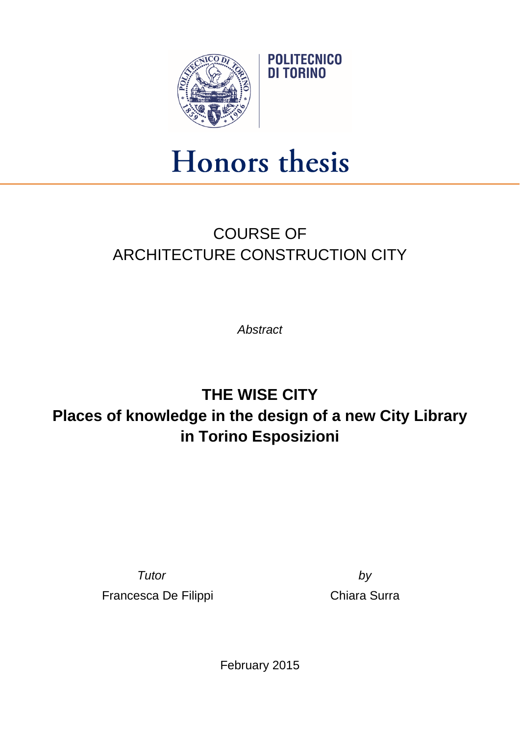POLITECNICO
DI TORINO

# Honors thesis

COURSE OF
ARCHITECTURE CONSTRUCTION CITY

*Abstract*

## THE WISE CITY
## Places of knowledge in the design of a new City Library in Torino Esposizioni

*Tutor*
Francesca De Filippi

*by*
Chiara Surra

February 2015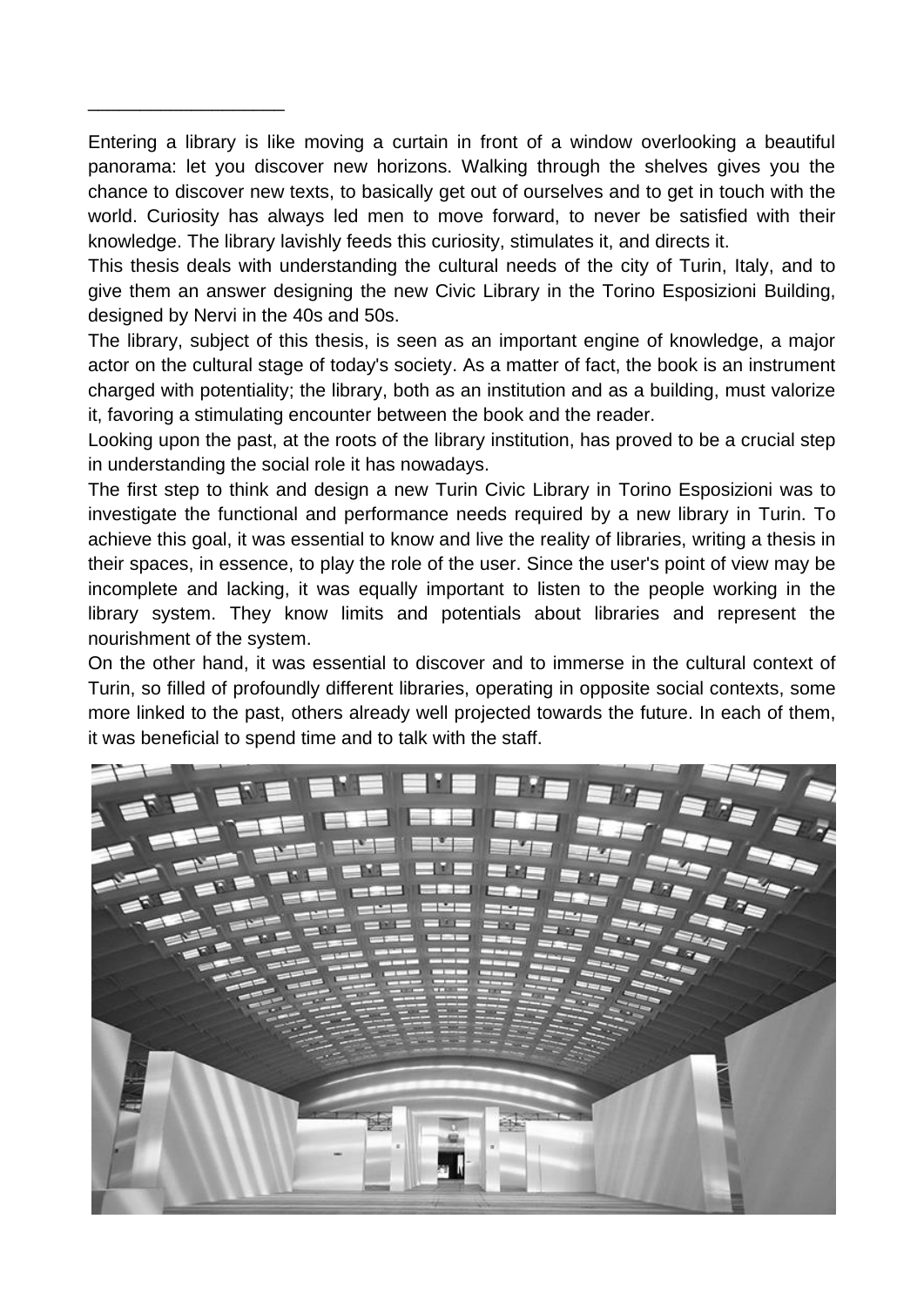Entering a library is like moving a curtain in front of a window overlooking a beautiful panorama: let you discover new horizons. Walking through the shelves gives you the chance to discover new texts, to basically get out of ourselves and to get in touch with the world. Curiosity has always led men to move forward, to never be satisfied with their knowledge. The library lavishly feeds this curiosity, stimulates it, and directs it.

This thesis deals with understanding the cultural needs of the city of Turin, Italy, and to give them an answer designing the new Civic Library in the Torino Esposizioni Building, designed by Nervi in the 40s and 50s.

The library, subject of this thesis, is seen as an important engine of knowledge, a major actor on the cultural stage of today's society. As a matter of fact, the book is an instrument charged with potentiality; the library, both as an institution and as a building, must valorize it, favoring a stimulating encounter between the book and the reader.

Looking upon the past, at the roots of the library institution, has proved to be a crucial step in understanding the social role it has nowadays.

The first step to think and design a new Turin Civic Library in Torino Esposizioni was to investigate the functional and performance needs required by a new library in Turin. To achieve this goal, it was essential to know and live the reality of libraries, writing a thesis in their spaces, in essence, to play the role of the user. Since the user's point of view may be incomplete and lacking, it was equally important to listen to the people working in the library system. They know limits and potentials about libraries and represent the nourishment of the system.

On the other hand, it was essential to discover and to immerse in the cultural context of Turin, so filled of profoundly different libraries, operating in opposite social contexts, some more linked to the past, others already well projected towards the future. In each of them, it was beneficial to spend time and to talk with the staff.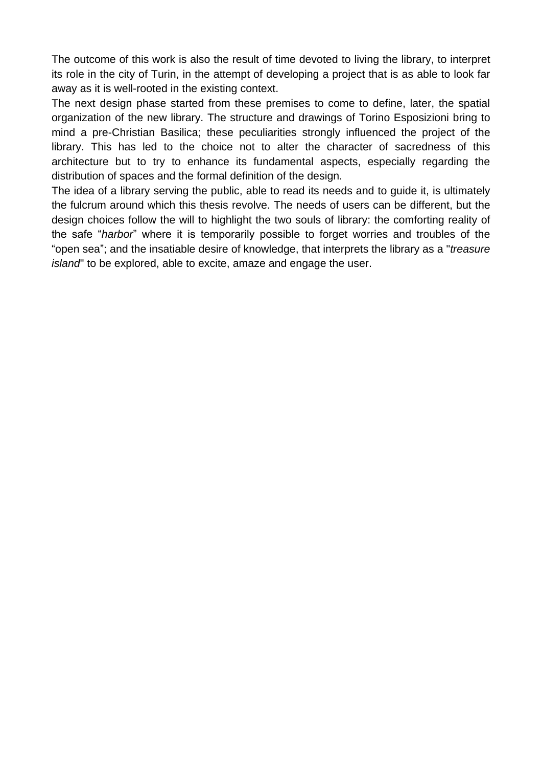The outcome of this work is also the result of time devoted to living the library, to interpret its role in the city of Turin, in the attempt of developing a project that is as able to look far away as it is well-rooted in the existing context.

The next design phase started from these premises to come to define, later, the spatial organization of the new library. The structure and drawings of Torino Esposizioni bring to mind a pre-Christian Basilica; these peculiarities strongly influenced the project of the library. This has led to the choice not to alter the character of sacredness of this architecture but to try to enhance its fundamental aspects, especially regarding the distribution of spaces and the formal definition of the design.

The idea of a library serving the public, able to read its needs and to guide it, is ultimately the fulcrum around which this thesis revolve. The needs of users can be different, but the design choices follow the will to highlight the two souls of library: the comforting reality of the safe "*harbor*" where it is temporarily possible to forget worries and troubles of the "open sea"; and the insatiable desire of knowledge, that interprets the library as a "*treasure island*" to be explored, able to excite, amaze and engage the user.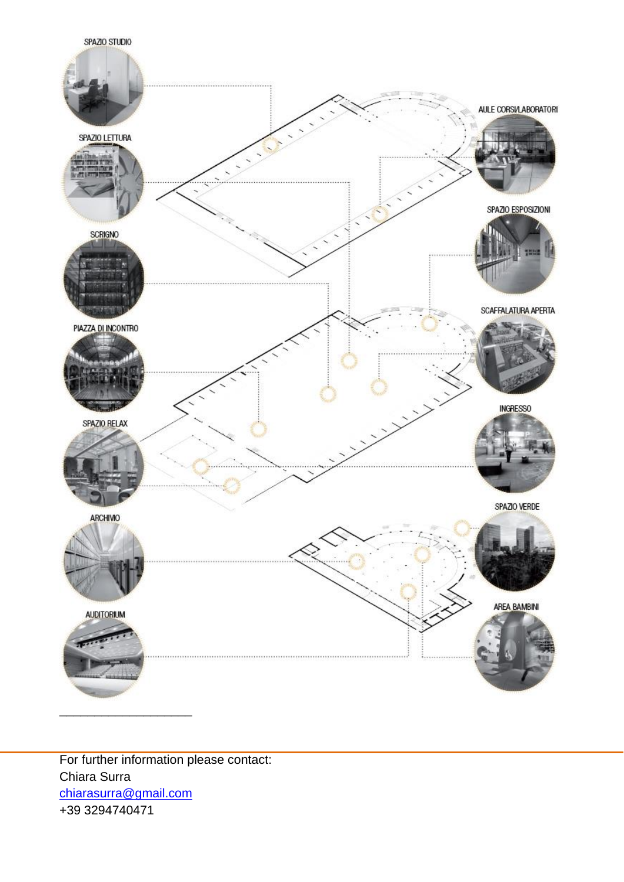SPAZIO STUDIO

SPAZIO LETTURA

SCRIGNO

PIAZZA DI INCONTRO

SPAZIO RELAX

ARCHIVIO

AUDITORIUM

AULE CORSI/LABORATORI

SPAZIO ESPOSIZIONI

SCAFFALATURA APERTA

INGRESSO

SPAZIO VERDE

AREA BAMBINI

For further information please contact:
Chiara Surra
chiarasurra@gmail.com
+39 3294740471